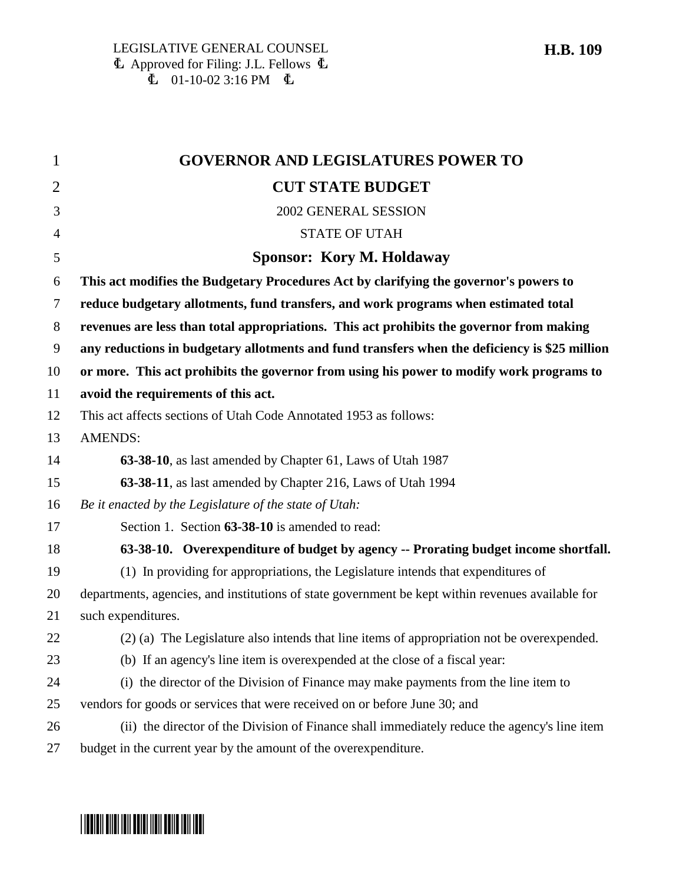LEGISLATIVE GENERAL COUNSEL
Ȼ Approved for Filing: J.L. Fellows Ȼ
Ȼ 01-10-02 3:16 PM Ȼ

**H.B. 109**

# GOVERNOR AND LEGISLATURES POWER TO CUT STATE BUDGET

2002 GENERAL SESSION

STATE OF UTAH

**Sponsor: Kory M. Holdaway**

**This act modifies the Budgetary Procedures Act by clarifying the governor's powers to reduce budgetary allotments, fund transfers, and work programs when estimated total revenues are less than total appropriations. This act prohibits the governor from making any reductions in budgetary allotments and fund transfers when the deficiency is $25 million or more. This act prohibits the governor from using his power to modify work programs to avoid the requirements of this act.**

This act affects sections of Utah Code Annotated 1953 as follows:

AMENDS:

**63-38-10**, as last amended by Chapter 61, Laws of Utah 1987

**63-38-11**, as last amended by Chapter 216, Laws of Utah 1994

*Be it enacted by the Legislature of the state of Utah:*

Section 1. Section **63-38-10** is amended to read:

**63-38-10. Overexpenditure of budget by agency -- Prorating budget income shortfall.**

(1) In providing for appropriations, the Legislature intends that expenditures of departments, agencies, and institutions of state government be kept within revenues available for such expenditures.

(2) (a) The Legislature also intends that line items of appropriation not be overexpended.

(b) If an agency's line item is overexpended at the close of a fiscal year:

(i) the director of the Division of Finance may make payments from the line item to vendors for goods or services that were received on or before June 30; and

(ii) the director of the Division of Finance shall immediately reduce the agency's line item budget in the current year by the amount of the overexpenditure.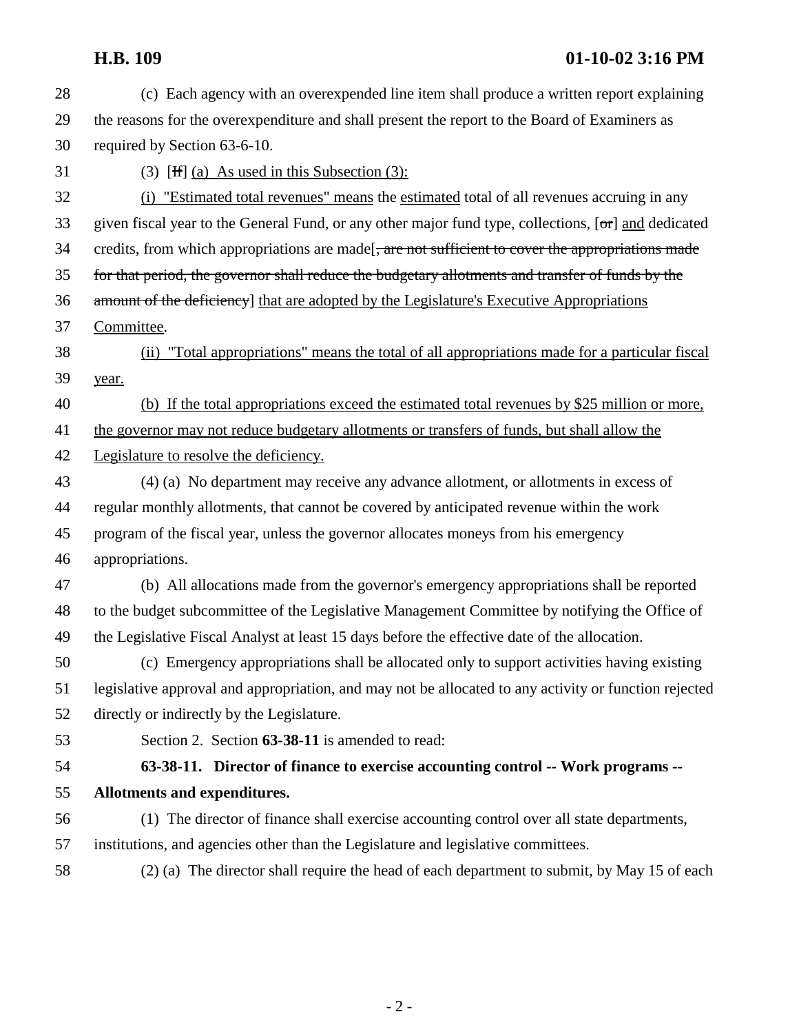28 (c) Each agency with an overexpended line item shall produce a written report explaining
29 the reasons for the overexpenditure and shall present the report to the Board of Examiners as
30 required by Section 63-6-10.

31 (3) [~~If~~] <u>(a) As used in this Subsection (3):</u>

32 <u>(i) "Estimated total revenues" means</u> the <u>estimated</u> total of all revenues accruing in any
33 given fiscal year to the General Fund, or any other major fund type, collections, [~~or~~] <u>and</u> dedicated
34 credits, from which appropriations are made[~~, are not sufficient to cover the appropriations made~~
35 ~~for that period, the governor shall reduce the budgetary allotments and transfer of funds by the~~
36 ~~amount of the deficiency~~] <u>that are adopted by the Legislature's Executive Appropriations</u>
37 <u>Committee</u>.

38 <u>(ii) "Total appropriations" means the total of all appropriations made for a particular fiscal</u>
39 <u>year.</u>

40 <u>(b) If the total appropriations exceed the estimated total revenues by $25 million or more,</u>
41 <u>the governor may not reduce budgetary allotments or transfers of funds, but shall allow the</u>
42 <u>Legislature to resolve the deficiency.</u>

43 (4) (a) No department may receive any advance allotment, or allotments in excess of
44 regular monthly allotments, that cannot be covered by anticipated revenue within the work
45 program of the fiscal year, unless the governor allocates moneys from his emergency
46 appropriations.

47 (b) All allocations made from the governor's emergency appropriations shall be reported
48 to the budget subcommittee of the Legislative Management Committee by notifying the Office of
49 the Legislative Fiscal Analyst at least 15 days before the effective date of the allocation.

50 (c) Emergency appropriations shall be allocated only to support activities having existing
51 legislative approval and appropriation, and may not be allocated to any activity or function rejected
52 directly or indirectly by the Legislature.

53 Section 2. Section **63-38-11** is amended to read:

54 **63-38-11. Director of finance to exercise accounting control -- Work programs --**
55 **Allotments and expenditures.**

56 (1) The director of finance shall exercise accounting control over all state departments,
57 institutions, and agencies other than the Legislature and legislative committees.

58 (2) (a) The director shall require the head of each department to submit, by May 15 of each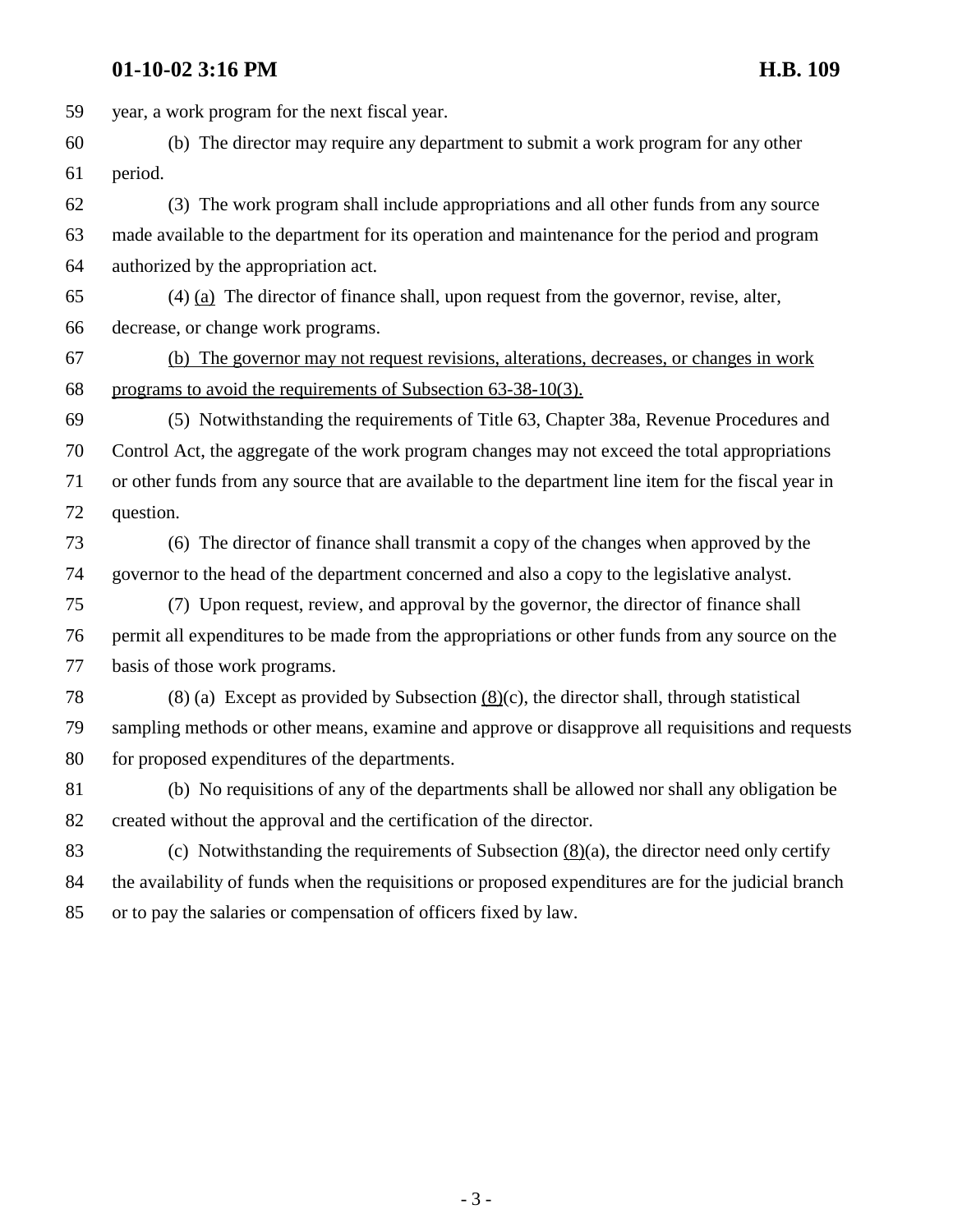year, a work program for the next fiscal year.

(b) The director may require any department to submit a work program for any other period.

(3) The work program shall include appropriations and all other funds from any source made available to the department for its operation and maintenance for the period and program authorized by the appropriation act.

(4) <u>(a)</u> The director of finance shall, upon request from the governor, revise, alter, decrease, or change work programs.

<u>(b) The governor may not request revisions, alterations, decreases, or changes in work programs to avoid the requirements of Subsection 63-38-10(3).</u>

(5) Notwithstanding the requirements of Title 63, Chapter 38a, Revenue Procedures and Control Act, the aggregate of the work program changes may not exceed the total appropriations or other funds from any source that are available to the department line item for the fiscal year in question.

(6) The director of finance shall transmit a copy of the changes when approved by the governor to the head of the department concerned and also a copy to the legislative analyst.

(7) Upon request, review, and approval by the governor, the director of finance shall permit all expenditures to be made from the appropriations or other funds from any source on the basis of those work programs.

(8) (a) Except as provided by Subsection <u>(8)</u>(c), the director shall, through statistical sampling methods or other means, examine and approve or disapprove all requisitions and requests for proposed expenditures of the departments.

(b) No requisitions of any of the departments shall be allowed nor shall any obligation be created without the approval and the certification of the director.

(c) Notwithstanding the requirements of Subsection <u>(8)</u>(a), the director need only certify the availability of funds when the requisitions or proposed expenditures are for the judicial branch or to pay the salaries or compensation of officers fixed by law.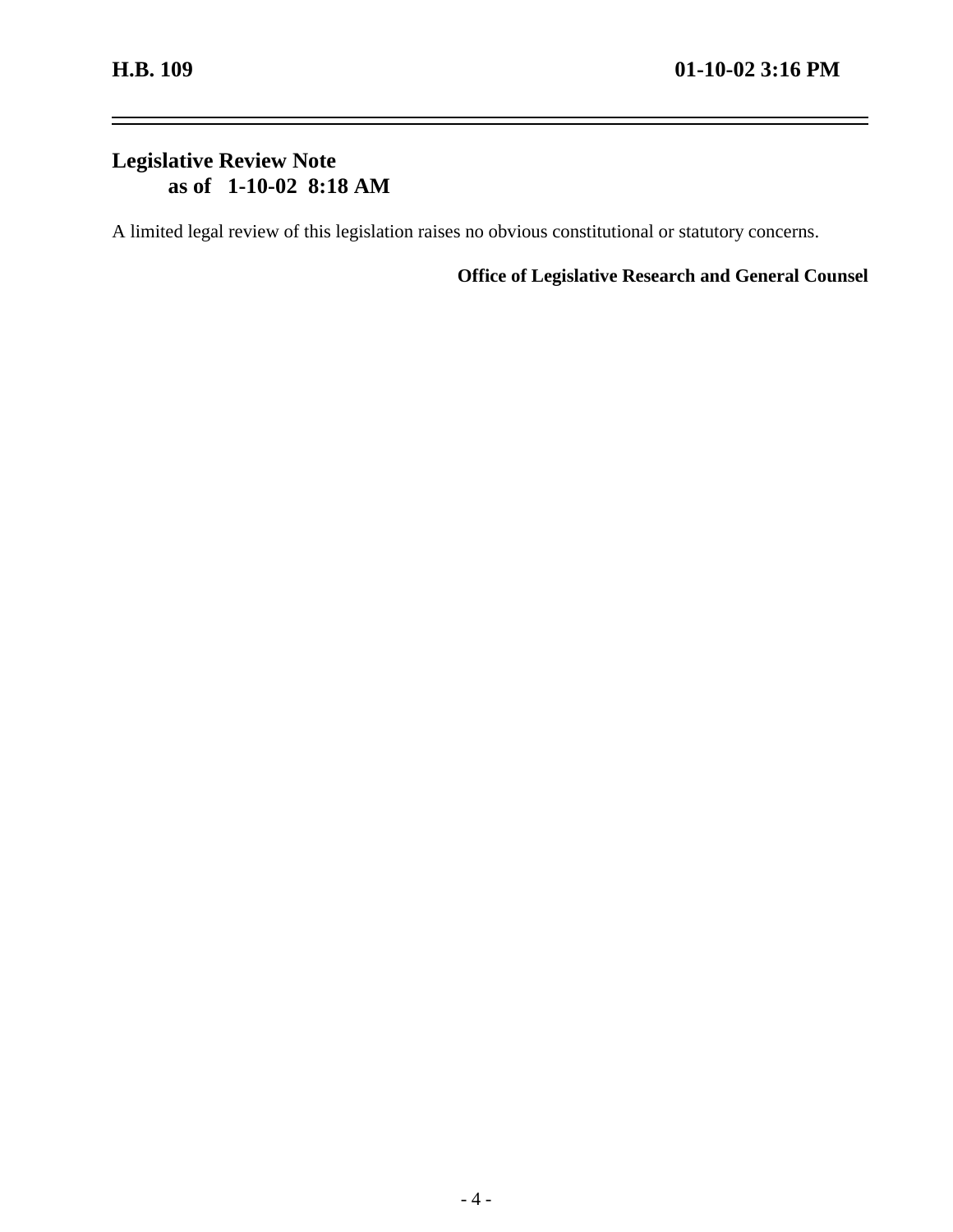## Legislative Review Note
### as of 1-10-02 8:18 AM

A limited legal review of this legislation raises no obvious constitutional or statutory concerns.

**Office of Legislative Research and General Counsel**